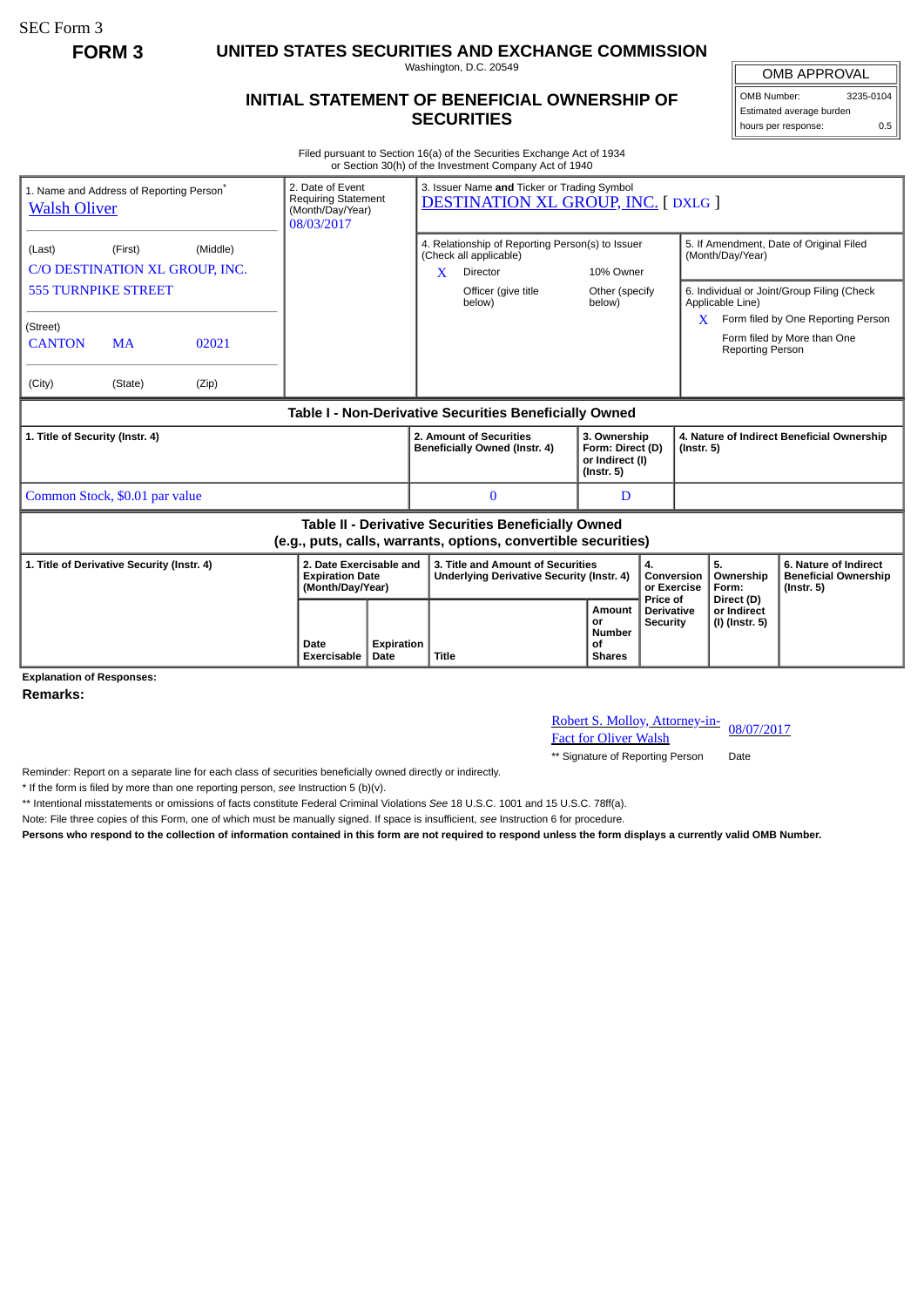SEC Form 3

**FORM 3**

# UNITED STATES SECURITIES AND EXCHANGE COMMISSION

Washington, D.C. 20549

## INITIAL STATEMENT OF BENEFICIAL OWNERSHIP OF SECURITIES

| OMB APPROVAL | |
|---|---|
| OMB Number: | 3235-0104 |
| Estimated average burden | |
| hours per response: | 0.5 |

Filed pursuant to Section 16(a) of the Securities Exchange Act of 1934
or Section 30(h) of the Investment Company Act of 1940

| 1. Name and Address of Reporting Person* | 2. Date of Event Requiring Statement (Month/Day/Year) | 3. Issuer Name **and** Ticker or Trading Symbol |
|---|---|---|
| Walsh Oliver | 08/03/2017 | DESTINATION XL GROUP, INC. [ DXLG ] |
| (Last) (First) (Middle) | | 4. Relationship of Reporting Person(s) to Issuer (Check all applicable): X Director; 10% Owner; Officer (give title below); Other (specify below) |
| C/O DESTINATION XL GROUP, INC. 555 TURNPIKE STREET | | 5. If Amendment, Date of Original Filed (Month/Day/Year) |
| (Street) CANTON MA 02021 | | 6. Individual or Joint/Group Filing (Check Applicable Line): X Form filed by One Reporting Person; Form filed by More than One Reporting Person |
| (City) (State) (Zip) | | |

**Table I - Non-Derivative Securities Beneficially Owned**

| 1. Title of Security (Instr. 4) | 2. Amount of Securities Beneficially Owned (Instr. 4) | 3. Ownership Form: Direct (D) or Indirect (I) (Instr. 5) | 4. Nature of Indirect Beneficial Ownership (Instr. 5) |
|---|---|---|---|
| Common Stock, $0.01 par value | 0 | D | |

**Table II - Derivative Securities Beneficially Owned (e.g., puts, calls, warrants, options, convertible securities)**

| 1. Title of Derivative Security (Instr. 4) | 2. Date Exercisable and Expiration Date (Month/Day/Year) | | 3. Title and Amount of Securities Underlying Derivative Security (Instr. 4) | | 4. Conversion or Exercise Price of Derivative Security | 5. Ownership Form: Direct (D) or Indirect (I) (Instr. 5) | 6. Nature of Indirect Beneficial Ownership (Instr. 5) |
|---|---|---|---|---|---|---|---|
| | Date Exercisable | Expiration Date | Title | Amount or Number of Shares | | | |

**Explanation of Responses:**

**Remarks:**

Robert S. Molloy, Attorney-in-Fact for Oliver Walsh — 08/07/2017

** Signature of Reporting Person — Date

Reminder: Report on a separate line for each class of securities beneficially owned directly or indirectly.

* If the form is filed by more than one reporting person, *see* Instruction 5 (b)(v).

** Intentional misstatements or omissions of facts constitute Federal Criminal Violations *See* 18 U.S.C. 1001 and 15 U.S.C. 78ff(a).

Note: File three copies of this Form, one of which must be manually signed. If space is insufficient, *see* Instruction 6 for procedure.

**Persons who respond to the collection of information contained in this form are not required to respond unless the form displays a currently valid OMB Number.**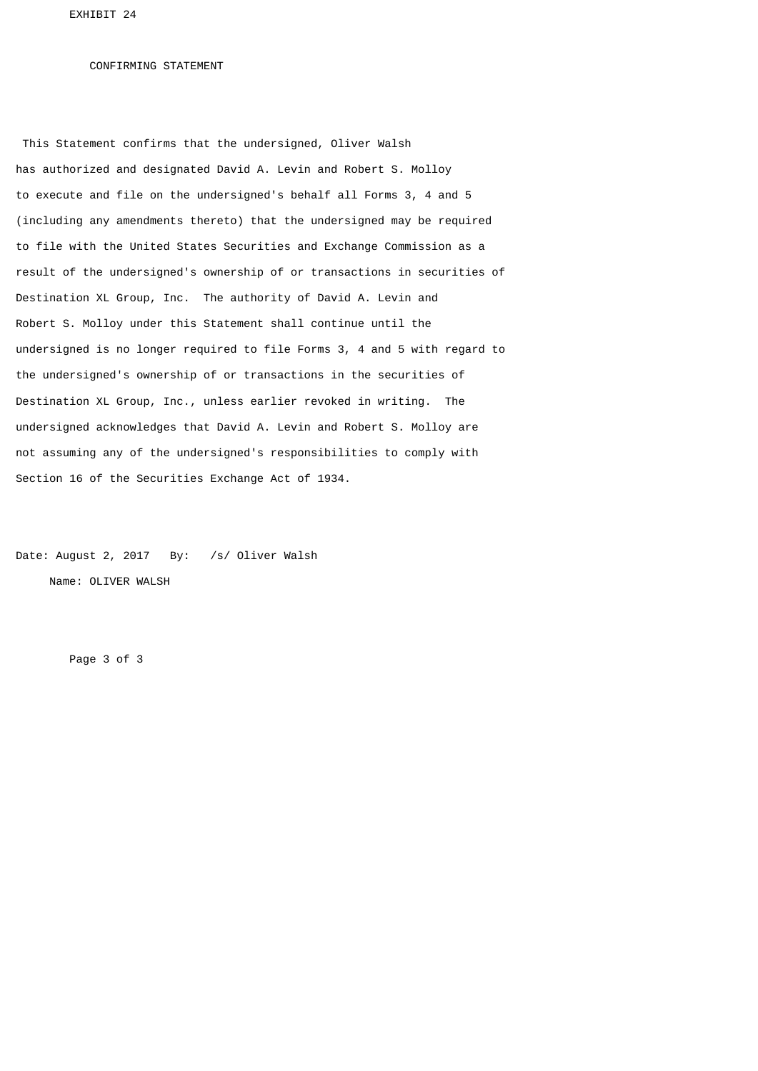EXHIBIT 24

CONFIRMING STATEMENT

This Statement confirms that the undersigned, Oliver Walsh has authorized and designated David A. Levin and Robert S. Molloy to execute and file on the undersigned's behalf all Forms 3, 4 and 5 (including any amendments thereto) that the undersigned may be required to file with the United States Securities and Exchange Commission as a result of the undersigned's ownership of or transactions in securities of Destination XL Group, Inc. The authority of David A. Levin and Robert S. Molloy under this Statement shall continue until the undersigned is no longer required to file Forms 3, 4 and 5 with regard to the undersigned's ownership of or transactions in the securities of Destination XL Group, Inc., unless earlier revoked in writing. The undersigned acknowledges that David A. Levin and Robert S. Molloy are not assuming any of the undersigned's responsibilities to comply with Section 16 of the Securities Exchange Act of 1934.

Date: August 2, 2017 By: /s/ Oliver Walsh

Name: OLIVER WALSH